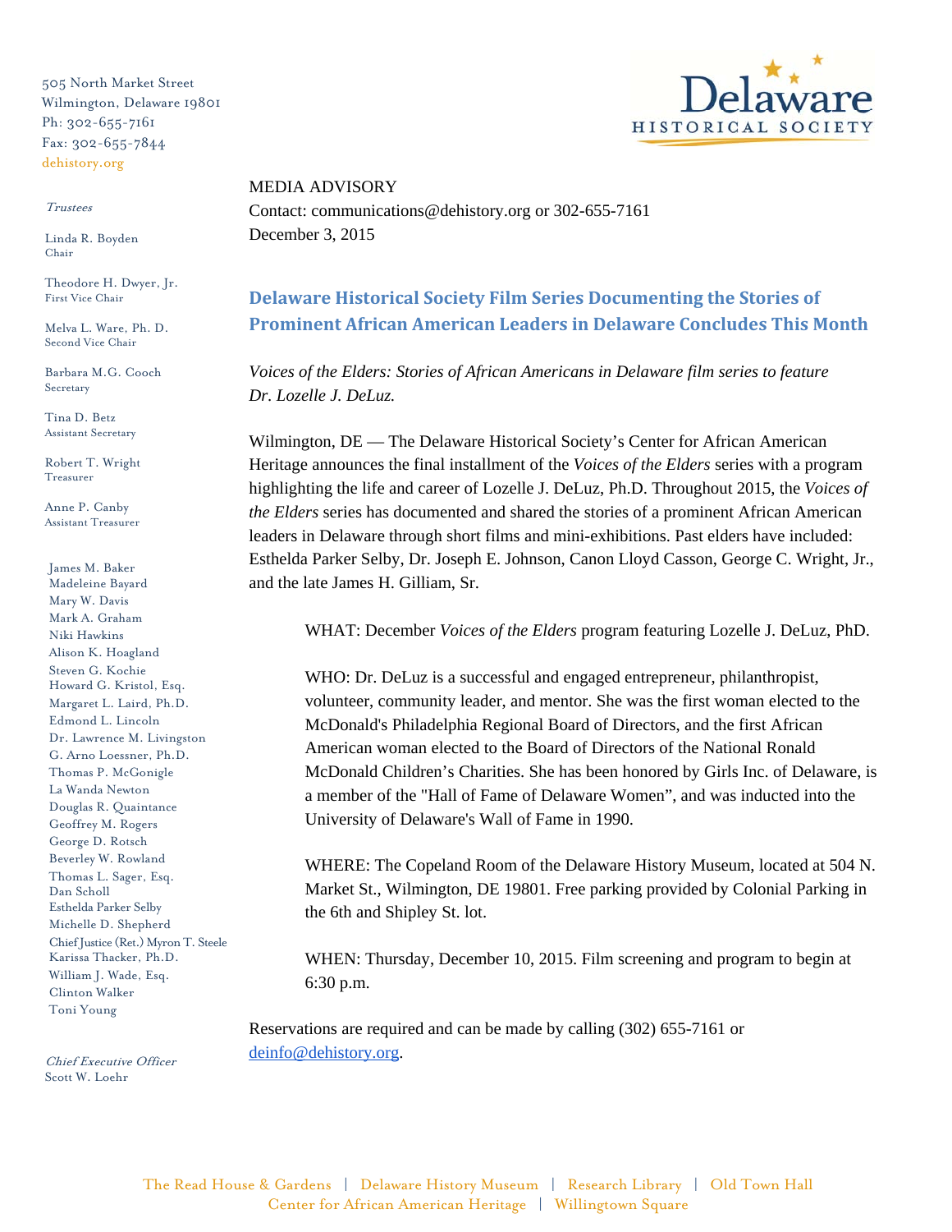505 North Market Street
Wilmington, Delaware 19801
Ph: 302-655-7161
Fax: 302-655-7844
dehistory.org

Delaware HISTORICAL SOCIETY

*Trustees*

Linda R. Boyden
Chair

Theodore H. Dwyer, Jr.
First Vice Chair

Melva L. Ware, Ph. D.
Second Vice Chair

Barbara M.G. Cooch
Secretary

Tina D. Betz
Assistant Secretary

Robert T. Wright
Treasurer

Anne P. Canby
Assistant Treasurer

James M. Baker
Madeleine Bayard
Mary W. Davis
Mark A. Graham
Niki Hawkins
Alison K. Hoagland
Steven G. Kochie
Howard G. Kristol, Esq.
Margaret L. Laird, Ph.D.
Edmond L. Lincoln
Dr. Lawrence M. Livingston
G. Arno Loessner, Ph.D.
Thomas P. McGonigle
La Wanda Newton
Douglas R. Quaintance
Geoffrey M. Rogers
George D. Rotsch
Beverley W. Rowland
Thomas L. Sager, Esq.
Dan Scholl
Esthelda Parker Selby
Michelle D. Shepherd
Chief Justice (Ret.) Myron T. Steele
Karissa Thacker, Ph.D.
William J. Wade, Esq.
Clinton Walker
Toni Young

*Chief Executive Officer*
Scott W. Loehr

MEDIA ADVISORY
Contact: communications@dehistory.org or 302-655-7161
December 3, 2015

## Delaware Historical Society Film Series Documenting the Stories of Prominent African American Leaders in Delaware Concludes This Month

*Voices of the Elders: Stories of African Americans in Delaware film series to feature Dr. Lozelle J. DeLuz.*

Wilmington, DE — The Delaware Historical Society's Center for African American Heritage announces the final installment of the *Voices of the Elders* series with a program highlighting the life and career of Lozelle J. DeLuz, Ph.D. Throughout 2015, the *Voices of the Elders* series has documented and shared the stories of a prominent African American leaders in Delaware through short films and mini-exhibitions. Past elders have included: Esthelda Parker Selby, Dr. Joseph E. Johnson, Canon Lloyd Casson, George C. Wright, Jr., and the late James H. Gilliam, Sr.

WHAT: December *Voices of the Elders* program featuring Lozelle J. DeLuz, PhD.

WHO: Dr. DeLuz is a successful and engaged entrepreneur, philanthropist, volunteer, community leader, and mentor. She was the first woman elected to the McDonald's Philadelphia Regional Board of Directors, and the first African American woman elected to the Board of Directors of the National Ronald McDonald Children's Charities. She has been honored by Girls Inc. of Delaware, is a member of the "Hall of Fame of Delaware Women", and was inducted into the University of Delaware's Wall of Fame in 1990.

WHERE: The Copeland Room of the Delaware History Museum, located at 504 N. Market St., Wilmington, DE 19801. Free parking provided by Colonial Parking in the 6th and Shipley St. lot.

WHEN: Thursday, December 10, 2015. Film screening and program to begin at 6:30 p.m.

Reservations are required and can be made by calling (302) 655-7161 or deinfo@dehistory.org.

The Read House & Gardens | Delaware History Museum | Research Library | Old Town Hall
Center for African American Heritage | Willingtown Square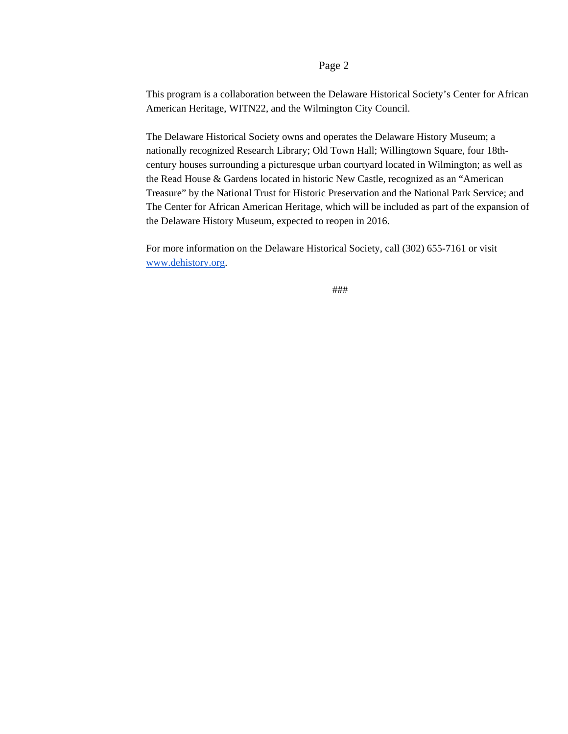This program is a collaboration between the Delaware Historical Society's Center for African American Heritage, WITN22, and the Wilmington City Council.

The Delaware Historical Society owns and operates the Delaware History Museum; a nationally recognized Research Library; Old Town Hall; Willingtown Square, four 18th-century houses surrounding a picturesque urban courtyard located in Wilmington; as well as the Read House & Gardens located in historic New Castle, recognized as an "American Treasure" by the National Trust for Historic Preservation and the National Park Service; and The Center for African American Heritage, which will be included as part of the expansion of the Delaware History Museum, expected to reopen in 2016.

For more information on the Delaware Historical Society, call (302) 655-7161 or visit www.dehistory.org.

###